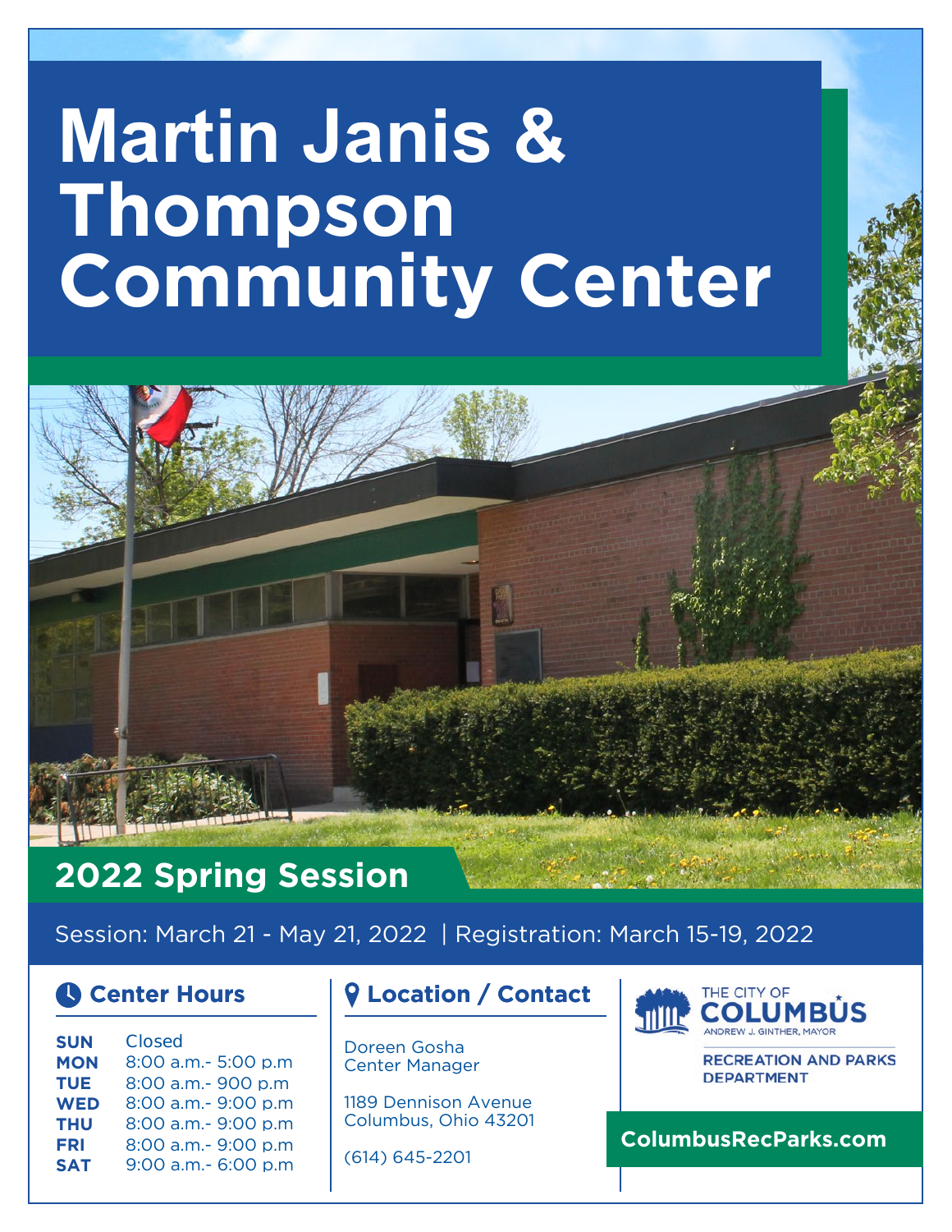# Martin Janis & Thompson Community Center

## 2022 Spring Session

Session: March 21 - May 21, 2022 | Registration: March 15-19, 2022

### Center Hours

| | |
|---|---|
| **SUN** | Closed |
| **MON** | 8:00 a.m.- 5:00 p.m |
| **TUE** | 8:00 a.m.- 900 p.m |
| **WED** | 8:00 a.m.- 9:00 p.m |
| **THU** | 8:00 a.m.- 9:00 p.m |
| **FRI** | 8:00 a.m.- 9:00 p.m |
| **SAT** | 9:00 a.m.- 6:00 p.m |

### Location / Contact

Doreen Gosha
Center Manager

1189 Dennison Avenue
Columbus, Ohio 43201

(614) 645-2201

THE CITY OF COLUMBUS
ANDREW J. GINTHER, MAYOR

RECREATION AND PARKS DEPARTMENT

**ColumbusRecParks.com**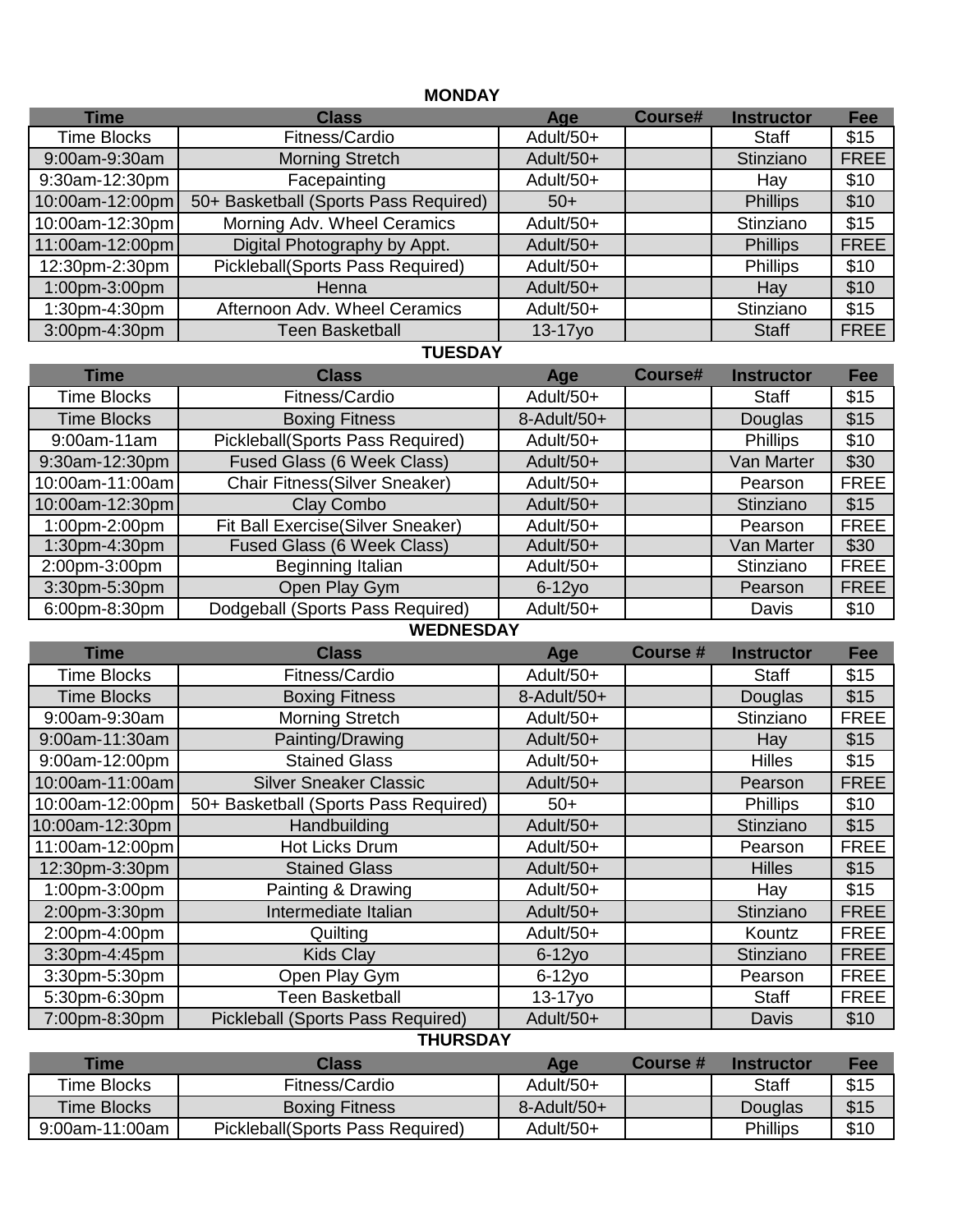**MONDAY**

| Time | Class | Age | Course# | Instructor | Fee |
|---|---|---|---|---|---|
| Time Blocks | Fitness/Cardio | Adult/50+ | | Staff | $15 |
| 9:00am-9:30am | Morning Stretch | Adult/50+ | | Stinziano | FREE |
| 9:30am-12:30pm | Facepainting | Adult/50+ | | Hay | $10 |
| 10:00am-12:00pm | 50+ Basketball (Sports Pass Required) | 50+ | | Phillips | $10 |
| 10:00am-12:30pm | Morning Adv. Wheel Ceramics | Adult/50+ | | Stinziano | $15 |
| 11:00am-12:00pm | Digital Photography by Appt. | Adult/50+ | | Phillips | FREE |
| 12:30pm-2:30pm | Pickleball(Sports Pass Required) | Adult/50+ | | Phillips | $10 |
| 1:00pm-3:00pm | Henna | Adult/50+ | | Hay | $10 |
| 1:30pm-4:30pm | Afternoon Adv. Wheel Ceramics | Adult/50+ | | Stinziano | $15 |
| 3:00pm-4:30pm | Teen Basketball | 13-17yo | | Staff | FREE |

**TUESDAY**

| Time | Class | Age | Course# | Instructor | Fee |
|---|---|---|---|---|---|
| Time Blocks | Fitness/Cardio | Adult/50+ | | Staff | $15 |
| Time Blocks | Boxing Fitness | 8-Adult/50+ | | Douglas | $15 |
| 9:00am-11am | Pickleball(Sports Pass Required) | Adult/50+ | | Phillips | $10 |
| 9:30am-12:30pm | Fused Glass (6 Week Class) | Adult/50+ | | Van Marter | $30 |
| 10:00am-11:00am | Chair Fitness(Silver Sneaker) | Adult/50+ | | Pearson | FREE |
| 10:00am-12:30pm | Clay Combo | Adult/50+ | | Stinziano | $15 |
| 1:00pm-2:00pm | Fit Ball Exercise(Silver Sneaker) | Adult/50+ | | Pearson | FREE |
| 1:30pm-4:30pm | Fused Glass (6 Week Class) | Adult/50+ | | Van Marter | $30 |
| 2:00pm-3:00pm | Beginning Italian | Adult/50+ | | Stinziano | FREE |
| 3:30pm-5:30pm | Open Play Gym | 6-12yo | | Pearson | FREE |
| 6:00pm-8:30pm | Dodgeball (Sports Pass Required) | Adult/50+ | | Davis | $10 |

**WEDNESDAY**

| Time | Class | Age | Course # | Instructor | Fee |
|---|---|---|---|---|---|
| Time Blocks | Fitness/Cardio | Adult/50+ | | Staff | $15 |
| Time Blocks | Boxing Fitness | 8-Adult/50+ | | Douglas | $15 |
| 9:00am-9:30am | Morning Stretch | Adult/50+ | | Stinziano | FREE |
| 9:00am-11:30am | Painting/Drawing | Adult/50+ | | Hay | $15 |
| 9:00am-12:00pm | Stained Glass | Adult/50+ | | Hilles | $15 |
| 10:00am-11:00am | Silver Sneaker Classic | Adult/50+ | | Pearson | FREE |
| 10:00am-12:00pm | 50+ Basketball (Sports Pass Required) | 50+ | | Phillips | $10 |
| 10:00am-12:30pm | Handbuilding | Adult/50+ | | Stinziano | $15 |
| 11:00am-12:00pm | Hot Licks Drum | Adult/50+ | | Pearson | FREE |
| 12:30pm-3:30pm | Stained Glass | Adult/50+ | | Hilles | $15 |
| 1:00pm-3:00pm | Painting & Drawing | Adult/50+ | | Hay | $15 |
| 2:00pm-3:30pm | Intermediate Italian | Adult/50+ | | Stinziano | FREE |
| 2:00pm-4:00pm | Quilting | Adult/50+ | | Kountz | FREE |
| 3:30pm-4:45pm | Kids Clay | 6-12yo | | Stinziano | FREE |
| 3:30pm-5:30pm | Open Play Gym | 6-12yo | | Pearson | FREE |
| 5:30pm-6:30pm | Teen Basketball | 13-17yo | | Staff | FREE |
| 7:00pm-8:30pm | Pickleball (Sports Pass Required) | Adult/50+ | | Davis | $10 |

**THURSDAY**

| Time | Class | Age | Course # | Instructor | Fee |
|---|---|---|---|---|---|
| Time Blocks | Fitness/Cardio | Adult/50+ | | Staff | $15 |
| Time Blocks | Boxing Fitness | 8-Adult/50+ | | Douglas | $15 |
| 9:00am-11:00am | Pickleball(Sports Pass Required) | Adult/50+ | | Phillips | $10 |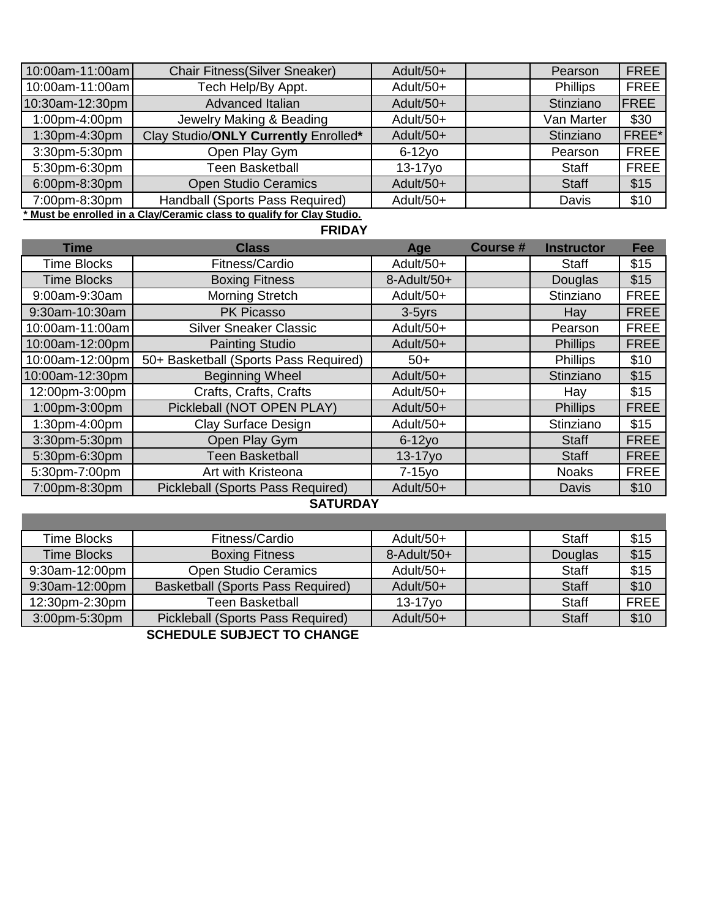| | | | | | |
|---|---|---|---|---|---|
| 10:00am-11:00am | Chair Fitness(Silver Sneaker) | Adult/50+ | | Pearson | FREE |
| 10:00am-11:00am | Tech Help/By Appt. | Adult/50+ | | Phillips | FREE |
| 10:30am-12:30pm | Advanced Italian | Adult/50+ | | Stinziano | FREE |
| 1:00pm-4:00pm | Jewelry Making & Beading | Adult/50+ | | Van Marter | $30 |
| 1:30pm-4:30pm | Clay Studio/**ONLY Currently** Enrolled* | Adult/50+ | | Stinziano | FREE* |
| 3:30pm-5:30pm | Open Play Gym | 6-12yo | | Pearson | FREE |
| 5:30pm-6:30pm | Teen Basketball | 13-17yo | | Staff | FREE |
| 6:00pm-8:30pm | Open Studio Ceramics | Adult/50+ | | Staff | $15 |
| 7:00pm-8:30pm | Handball (Sports Pass Required) | Adult/50+ | | Davis | $10 |

**\* Must be enrolled in a Clay/Ceramic class to qualify for Clay Studio.**

## FRIDAY

| Time | Class | Age | Course # | Instructor | Fee |
|---|---|---|---|---|---|
| Time Blocks | Fitness/Cardio | Adult/50+ | | Staff | $15 |
| Time Blocks | Boxing Fitness | 8-Adult/50+ | | Douglas | $15 |
| 9:00am-9:30am | Morning Stretch | Adult/50+ | | Stinziano | FREE |
| 9:30am-10:30am | PK Picasso | 3-5yrs | | Hay | FREE |
| 10:00am-11:00am | Silver Sneaker Classic | Adult/50+ | | Pearson | FREE |
| 10:00am-12:00pm | Painting Studio | Adult/50+ | | Phillips | FREE |
| 10:00am-12:00pm | 50+ Basketball (Sports Pass Required) | 50+ | | Phillips | $10 |
| 10:00am-12:30pm | Beginning Wheel | Adult/50+ | | Stinziano | $15 |
| 12:00pm-3:00pm | Crafts, Crafts, Crafts | Adult/50+ | | Hay | $15 |
| 1:00pm-3:00pm | Pickleball (NOT OPEN PLAY) | Adult/50+ | | Phillips | FREE |
| 1:30pm-4:00pm | Clay Surface Design | Adult/50+ | | Stinziano | $15 |
| 3:30pm-5:30pm | Open Play Gym | 6-12yo | | Staff | FREE |
| 5:30pm-6:30pm | Teen Basketball | 13-17yo | | Staff | FREE |
| 5:30pm-7:00pm | Art with Kristeona | 7-15yo | | Noaks | FREE |
| 7:00pm-8:30pm | Pickleball (Sports Pass Required) | Adult/50+ | | Davis | $10 |

## SATURDAY

| | | | | | |
|---|---|---|---|---|---|
| Time Blocks | Fitness/Cardio | Adult/50+ | | Staff | $15 |
| Time Blocks | Boxing Fitness | 8-Adult/50+ | | Douglas | $15 |
| 9:30am-12:00pm | Open Studio Ceramics | Adult/50+ | | Staff | $15 |
| 9:30am-12:00pm | Basketball (Sports Pass Required) | Adult/50+ | | Staff | $10 |
| 12:30pm-2:30pm | Teen Basketball | 13-17yo | | Staff | FREE |
| 3:00pm-5:30pm | Pickleball (Sports Pass Required) | Adult/50+ | | Staff | $10 |

**SCHEDULE SUBJECT TO CHANGE**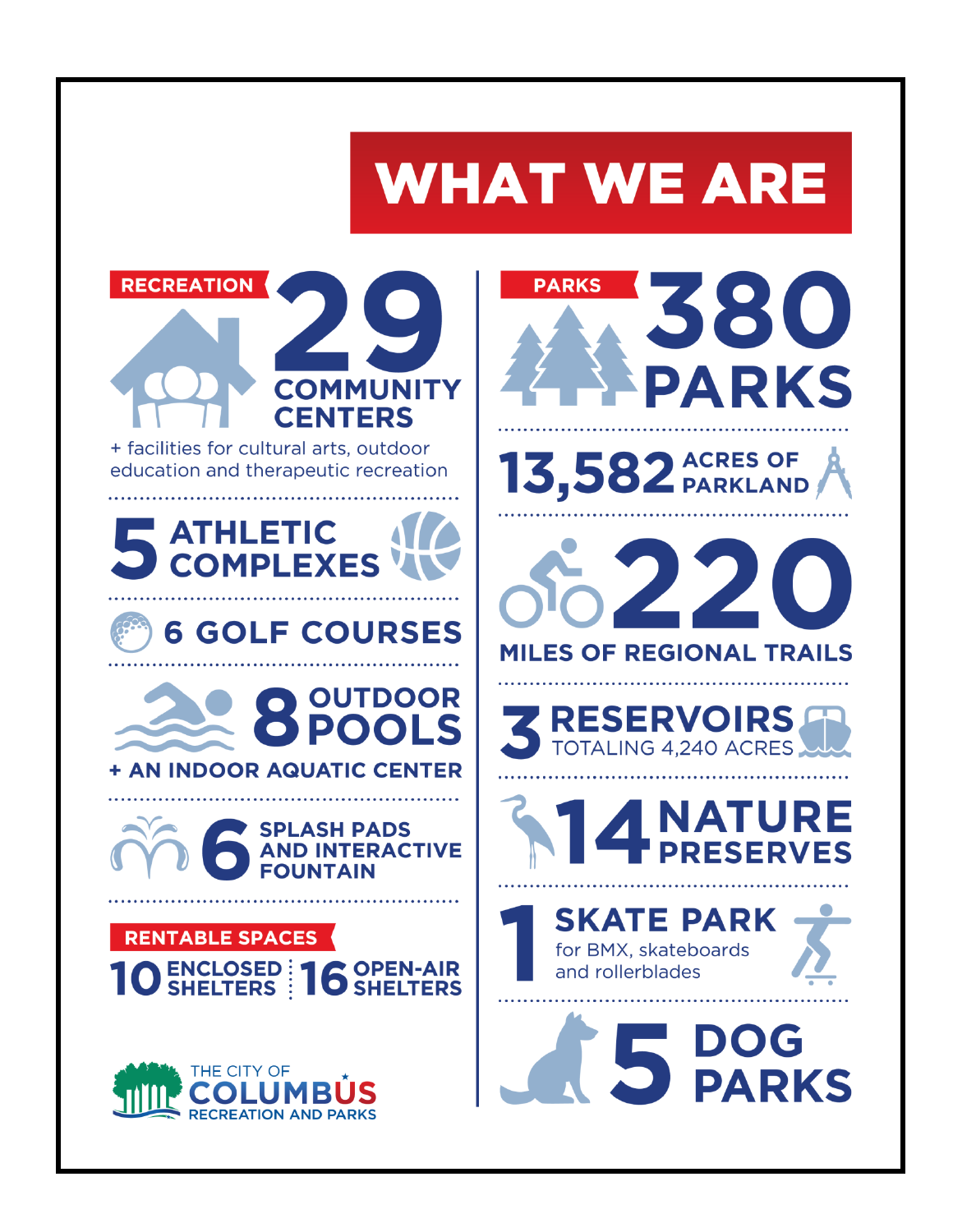# WHAT WE ARE

## RECREATION

**29 COMMUNITY CENTERS**

+ facilities for cultural arts, outdoor education and therapeutic recreation

**5 ATHLETIC COMPLEXES**

**6 GOLF COURSES**

**8 OUTDOOR POOLS**

**+ AN INDOOR AQUATIC CENTER**

**6 SPLASH PADS AND INTERACTIVE FOUNTAIN**

## RENTABLE SPACES

**10 ENCLOSED SHELTERS** | **16 OPEN-AIR SHELTERS**

THE CITY OF COLUMBUS
RECREATION AND PARKS

## PARKS

**380 PARKS**

**13,582 ACRES OF PARKLAND**

**220 MILES OF REGIONAL TRAILS**

**3 RESERVOIRS** TOTALING 4,240 ACRES

**14 NATURE PRESERVES**

**1 SKATE PARK** for BMX, skateboards and rollerblades

**5 DOG PARKS**